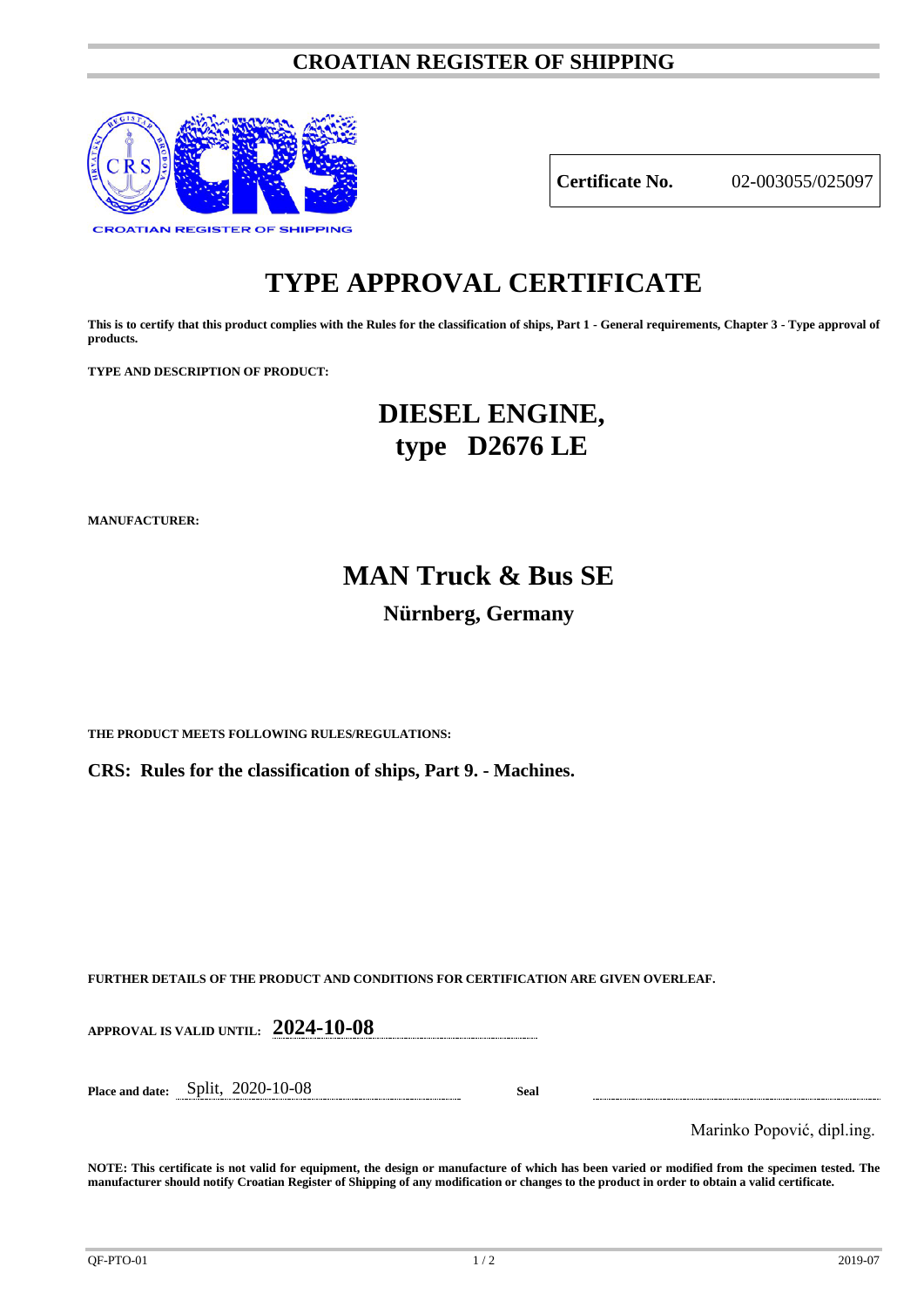# CROATIAN REGISTER OF SHIPPING

CROATIAN REGISTER OF SHIPPING

| **Certificate No.** | 02-003055/025097 |
|---|---|

# TYPE APPROVAL CERTIFICATE

**This is to certify that this product complies with the Rules for the classification of ships, Part 1 - General requirements, Chapter 3 - Type approval of products.**

**TYPE AND DESCRIPTION OF PRODUCT:**

## DIESEL ENGINE, type D2676 LE

**MANUFACTURER:**

## MAN Truck & Bus SE

### Nürnberg, Germany

**THE PRODUCT MEETS FOLLOWING RULES/REGULATIONS:**

**CRS: Rules for the classification of ships, Part 9. - Machines.**

**FURTHER DETAILS OF THE PRODUCT AND CONDITIONS FOR CERTIFICATION ARE GIVEN OVERLEAF.**

**APPROVAL IS VALID UNTIL:** **2024-10-08**

**Place and date:** Split, 2020-10-08

**Seal**

Marinko Popović, dipl.ing.

**NOTE: This certificate is not valid for equipment, the design or manufacture of which has been varied or modified from the specimen tested. The manufacturer should notify Croatian Register of Shipping of any modification or changes to the product in order to obtain a valid certificate.**

QF-PTO-01 2019-07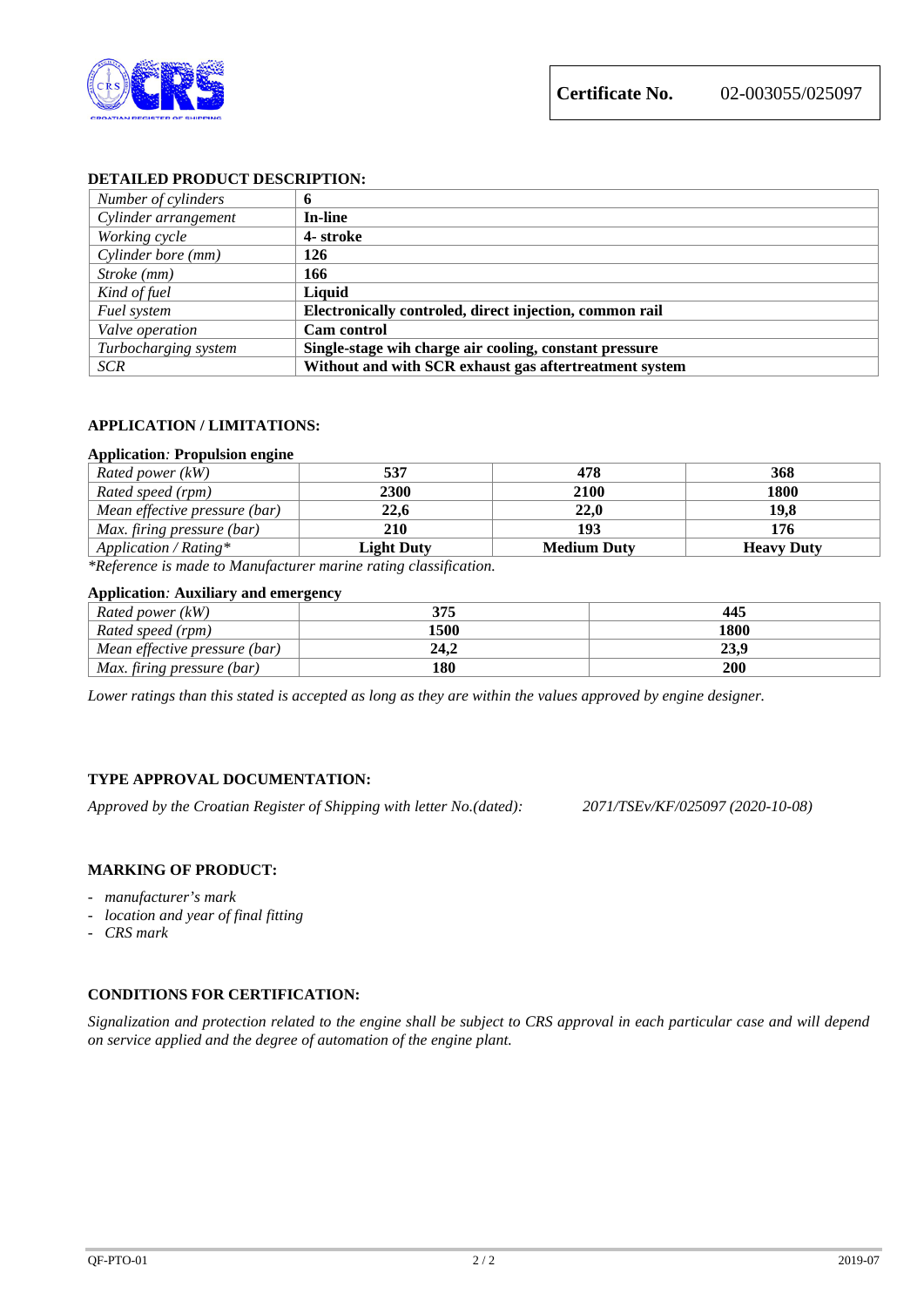Certificate No. 02-003055/025097

## DETAILED PRODUCT DESCRIPTION:

| | |
|---|---|
| *Number of cylinders* | **6** |
| *Cylinder arrangement* | **In-line** |
| *Working cycle* | **4- stroke** |
| *Cylinder bore (mm)* | **126** |
| *Stroke (mm)* | **166** |
| *Kind of fuel* | **Liquid** |
| *Fuel system* | **Electronically controled, direct injection, common rail** |
| *Valve operation* | **Cam control** |
| *Turbocharging system* | **Single-stage wih charge air cooling, constant pressure** |
| *SCR* | **Without and with SCR exhaust gas aftertreatment system** |

## APPLICATION / LIMITATIONS:

**Application***:* **Propulsion engine**

| | | | |
|---|---|---|---|
| *Rated power (kW)* | **537** | **478** | **368** |
| *Rated speed (rpm)* | **2300** | **2100** | **1800** |
| *Mean effective pressure (bar)* | **22,6** | **22,0** | **19,8** |
| *Max. firing pressure (bar)* | **210** | **193** | **176** |
| *Application / Rating** | **Light Duty** | **Medium Duty** | **Heavy Duty** |

**Reference is made to Manufacturer marine rating classification.*

**Application***:* **Auxiliary and emergency**

| | | |
|---|---|---|
| *Rated power (kW)* | **375** | **445** |
| *Rated speed (rpm)* | **1500** | **1800** |
| *Mean effective pressure (bar)* | **24,2** | **23,9** |
| *Max. firing pressure (bar)* | **180** | **200** |

*Lower ratings than this stated is accepted as long as they are within the values approved by engine designer.*

## TYPE APPROVAL DOCUMENTATION:

*Approved by the Croatian Register of Shipping with letter No.(dated):* *2071/TSEv/KF/025097 (2020-10-08)*

## MARKING OF PRODUCT:

- *manufacturer's mark*
- *location and year of final fitting*
- *CRS mark*

## CONDITIONS FOR CERTIFICATION:

*Signalization and protection related to the engine shall be subject to CRS approval in each particular case and will depend on service applied and the degree of automation of the engine plant.*

QF-PTO-01 2019-07